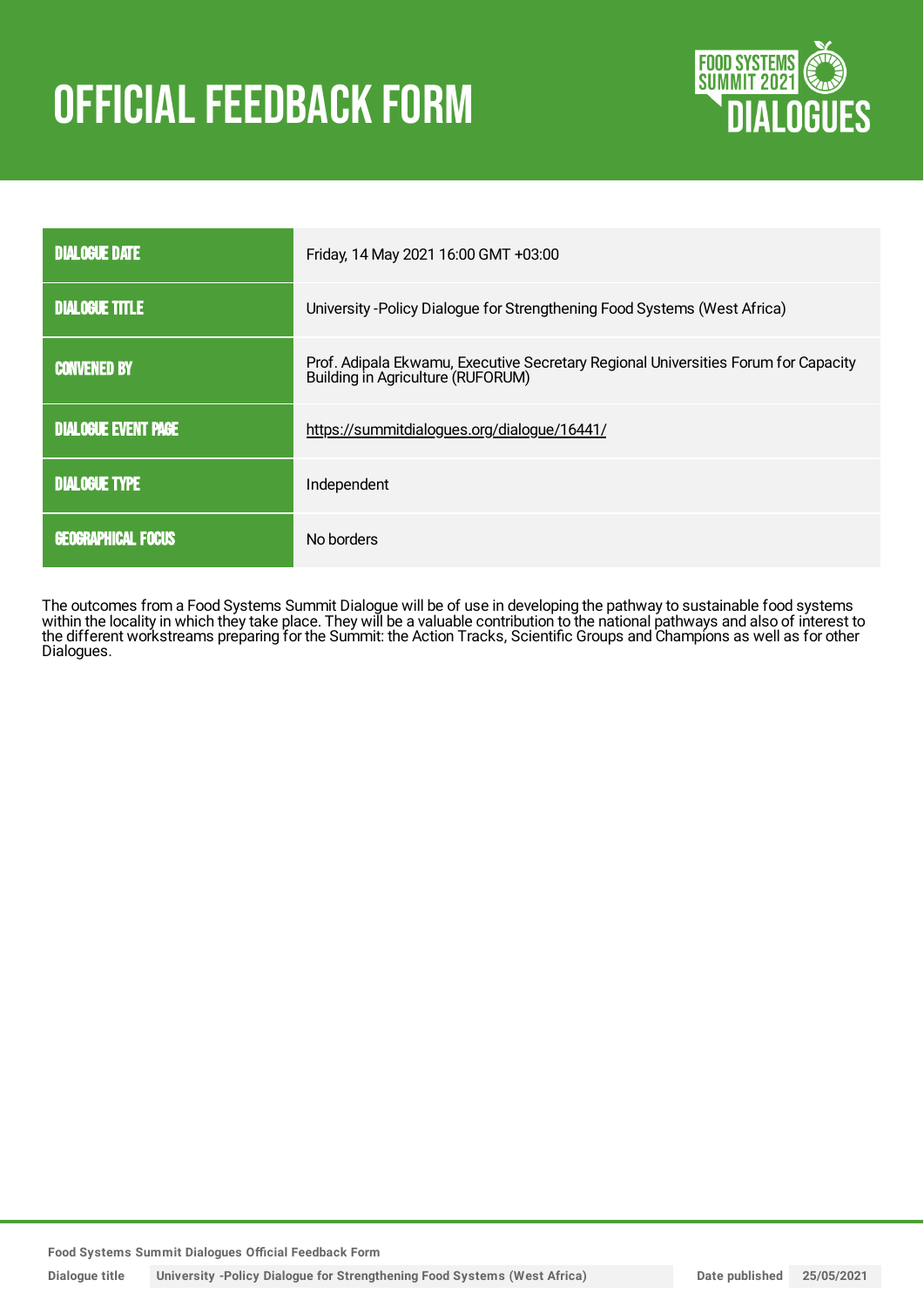# OFFICIAL FEEDBACK FORM

| | |
|---|---|
| DIALOGUE DATE | Friday, 14 May 2021 16:00 GMT +03:00 |
| DIALOGUE TITLE | University -Policy Dialogue for Strengthening Food Systems (West Africa) |
| CONVENED BY | Prof. Adipala Ekwamu, Executive Secretary Regional Universities Forum for Capacity Building in Agriculture (RUFORUM) |
| DIALOGUE EVENT PAGE | https://summitdialogues.org/dialogue/16441/ |
| DIALOGUE TYPE | Independent |
| GEOGRAPHICAL FOCUS | No borders |

The outcomes from a Food Systems Summit Dialogue will be of use in developing the pathway to sustainable food systems within the locality in which they take place. They will be a valuable contribution to the national pathways and also of interest to the different workstreams preparing for the Summit: the Action Tracks, Scientific Groups and Champions as well as for other Dialogues.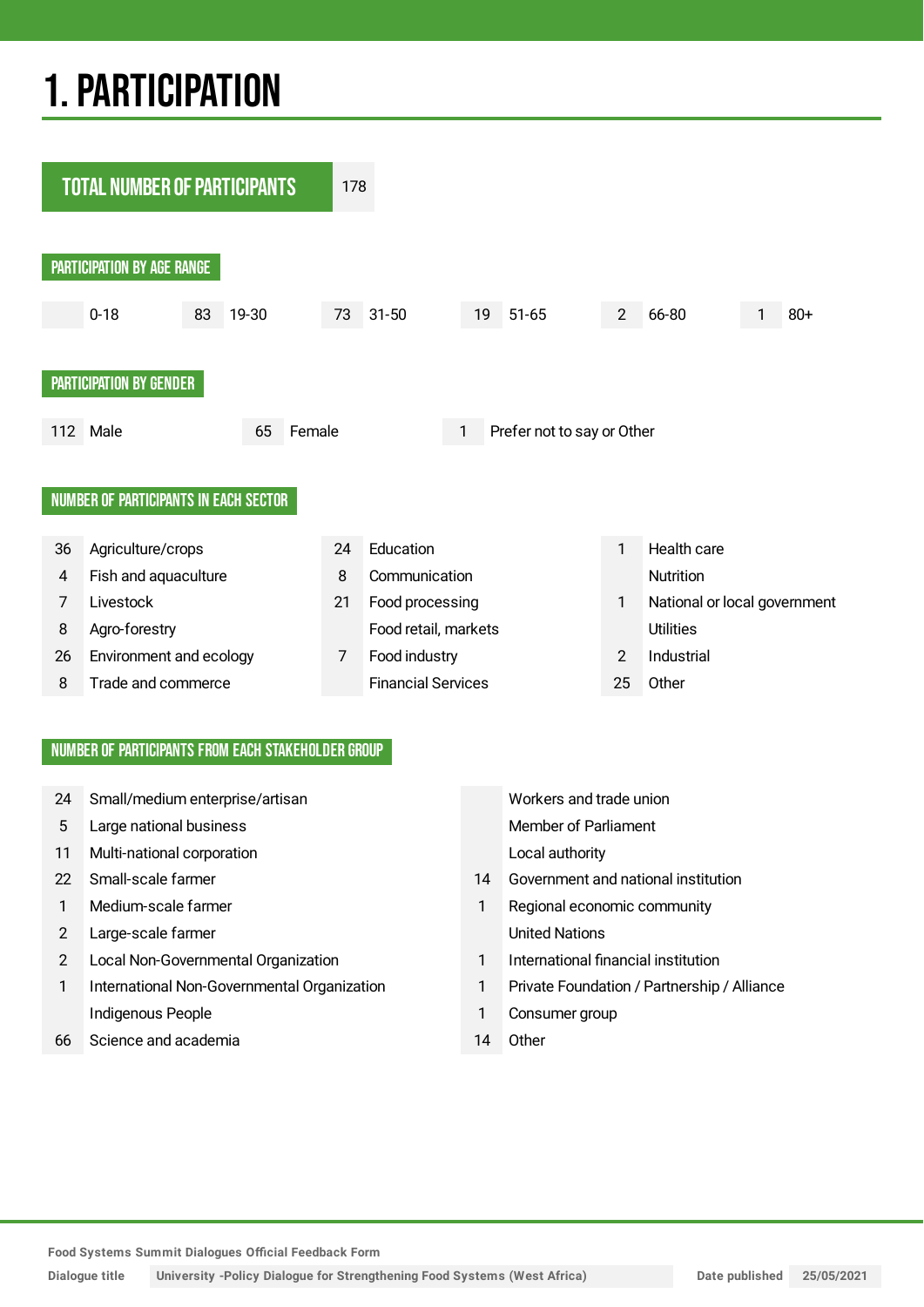# 1. PARTICIPATION

**TOTAL NUMBER OF PARTICIPANTS** 178

## PARTICIPATION BY AGE RANGE

| 0-18 | 19-30 | 31-50 | 51-65 | 66-80 | 80+ |
|---|---|---|---|---|---|
| | 83 | 73 | 19 | 2 | 1 |

## PARTICIPATION BY GENDER

| Male | Female | Prefer not to say or Other |
|---|---|---|
| 112 | 65 | 1 |

## NUMBER OF PARTICIPANTS IN EACH SECTOR

| | Sector | | Sector | | Sector |
|---|---|---|---|---|---|
| 36 | Agriculture/crops | 24 | Education | 1 | Health care |
| 4 | Fish and aquaculture | 8 | Communication | | Nutrition |
| 7 | Livestock | 21 | Food processing | 1 | National or local government |
| 8 | Agro-forestry | | Food retail, markets | | Utilities |
| 26 | Environment and ecology | 7 | Food industry | 2 | Industrial |
| 8 | Trade and commerce | | Financial Services | 25 | Other |

## NUMBER OF PARTICIPANTS FROM EACH STAKEHOLDER GROUP

| | Stakeholder group | | Stakeholder group |
|---|---|---|---|
| 24 | Small/medium enterprise/artisan | | Workers and trade union |
| 5 | Large national business | | Member of Parliament |
| 11 | Multi-national corporation | | Local authority |
| 22 | Small-scale farmer | 14 | Government and national institution |
| 1 | Medium-scale farmer | 1 | Regional economic community |
| 2 | Large-scale farmer | | United Nations |
| 2 | Local Non-Governmental Organization | 1 | International financial institution |
| 1 | International Non-Governmental Organization | 1 | Private Foundation / Partnership / Alliance |
| | Indigenous People | 1 | Consumer group |
| 66 | Science and academia | 14 | Other |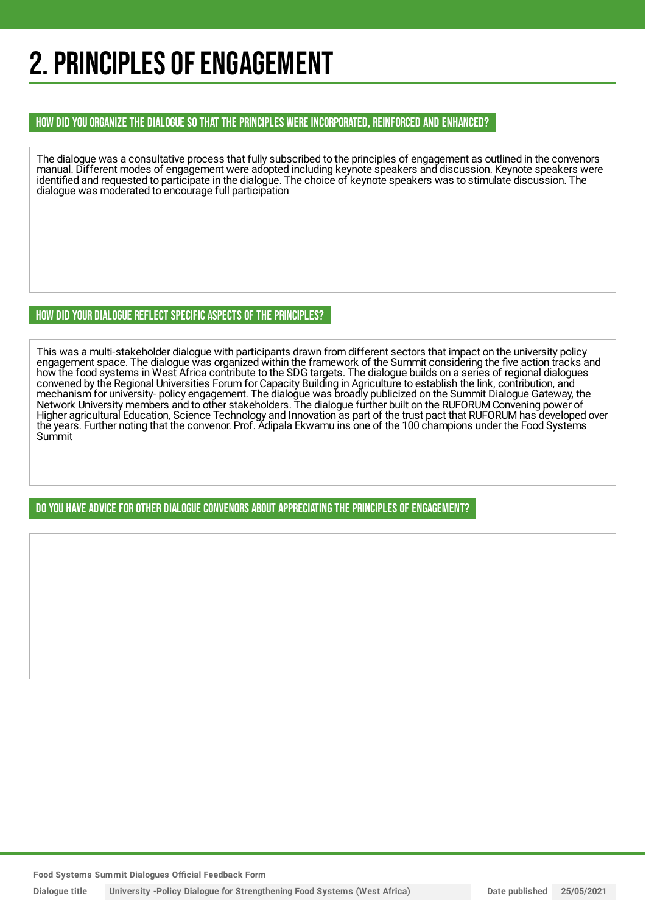# 2. PRINCIPLES OF ENGAGEMENT

## HOW DID YOU ORGANIZE THE DIALOGUE SO THAT THE PRINCIPLES WERE INCORPORATED, REINFORCED AND ENHANCED?

The dialogue was a consultative process that fully subscribed to the principles of engagement as outlined in the convenors manual. Different modes of engagement were adopted including keynote speakers and discussion. Keynote speakers were identified and requested to participate in the dialogue. The choice of keynote speakers was to stimulate discussion. The dialogue was moderated to encourage full participation

## HOW DID YOUR DIALOGUE REFLECT SPECIFIC ASPECTS OF THE PRINCIPLES?

This was a multi-stakeholder dialogue with participants drawn from different sectors that impact on the university policy engagement space. The dialogue was organized within the framework of the Summit considering the five action tracks and how the food systems in West Africa contribute to the SDG targets. The dialogue builds on a series of regional dialogues convened by the Regional Universities Forum for Capacity Building in Agriculture to establish the link, contribution, and mechanism for university- policy engagement. The dialogue was broadly publicized on the Summit Dialogue Gateway, the Network University members and to other stakeholders. The dialogue further built on the RUFORUM Convening power of Higher agricultural Education, Science Technology and Innovation as part of the trust pact that RUFORUM has developed over the years. Further noting that the convenor. Prof. Adipala Ekwamu ins one of the 100 champions under the Food Systems Summit

## DO YOU HAVE ADVICE FOR OTHER DIALOGUE CONVENORS ABOUT APPRECIATING THE PRINCIPLES OF ENGAGEMENT?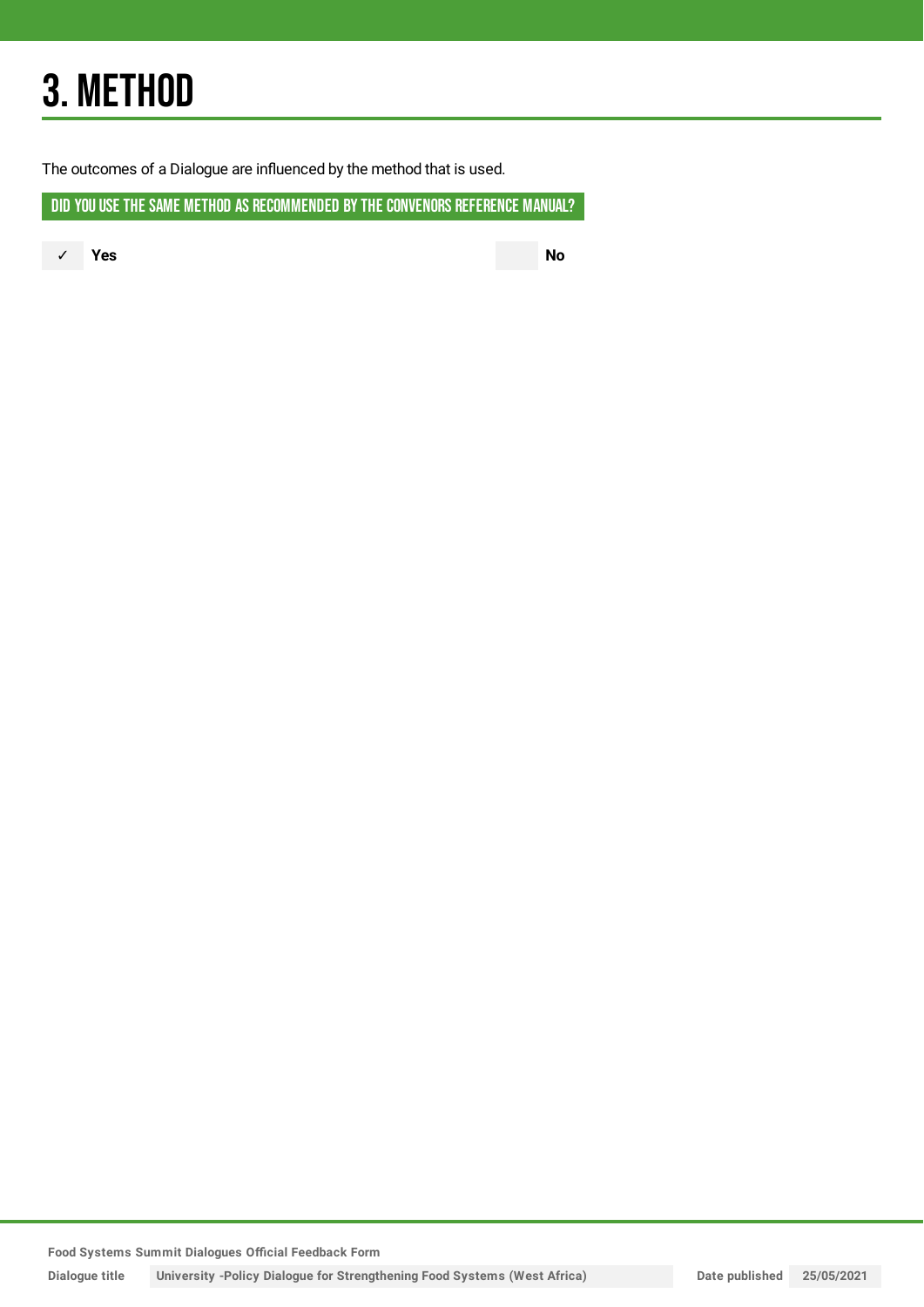# 3. METHOD

The outcomes of a Dialogue are influenced by the method that is used.

## DID YOU USE THE SAME METHOD AS RECOMMENDED BY THE CONVENORS REFERENCE MANUAL?

✓ **Yes**

**No**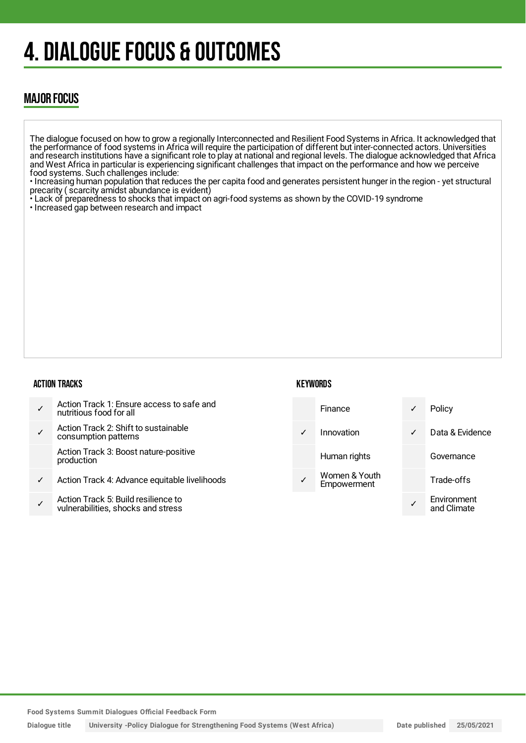# 4. DIALOGUE FOCUS & OUTCOMES

## MAJOR FOCUS

The dialogue focused on how to grow a regionally Interconnected and Resilient Food Systems in Africa. It acknowledged that the performance of food systems in Africa will require the participation of different but inter-connected actors. Universities and research institutions have a significant role to play at national and regional levels. The dialogue acknowledged that Africa and West Africa in particular is experiencing significant challenges that impact on the performance and how we perceive food systems. Such challenges include:

• Increasing human population that reduces the per capita food and generates persistent hunger in the region - yet structural precarity ( scarcity amidst abundance is evident)
• Lack of preparedness to shocks that impact on agri-food systems as shown by the COVID-19 syndrome
• Increased gap between research and impact

### ACTION TRACKS

| | |
|---|---|
| ✓ | Action Track 1: Ensure access to safe and nutritious food for all |
| ✓ | Action Track 2: Shift to sustainable consumption patterns |
| | Action Track 3: Boost nature-positive production |
| ✓ | Action Track 4: Advance equitable livelihoods |
| ✓ | Action Track 5: Build resilience to vulnerabilities, shocks and stress |

### KEYWORDS

| | | | |
|---|---|---|---|
| | Finance | ✓ | Policy |
| ✓ | Innovation | ✓ | Data & Evidence |
| | Human rights | | Governance |
| ✓ | Women & Youth Empowerment | | Trade-offs |
| | | ✓ | Environment and Climate |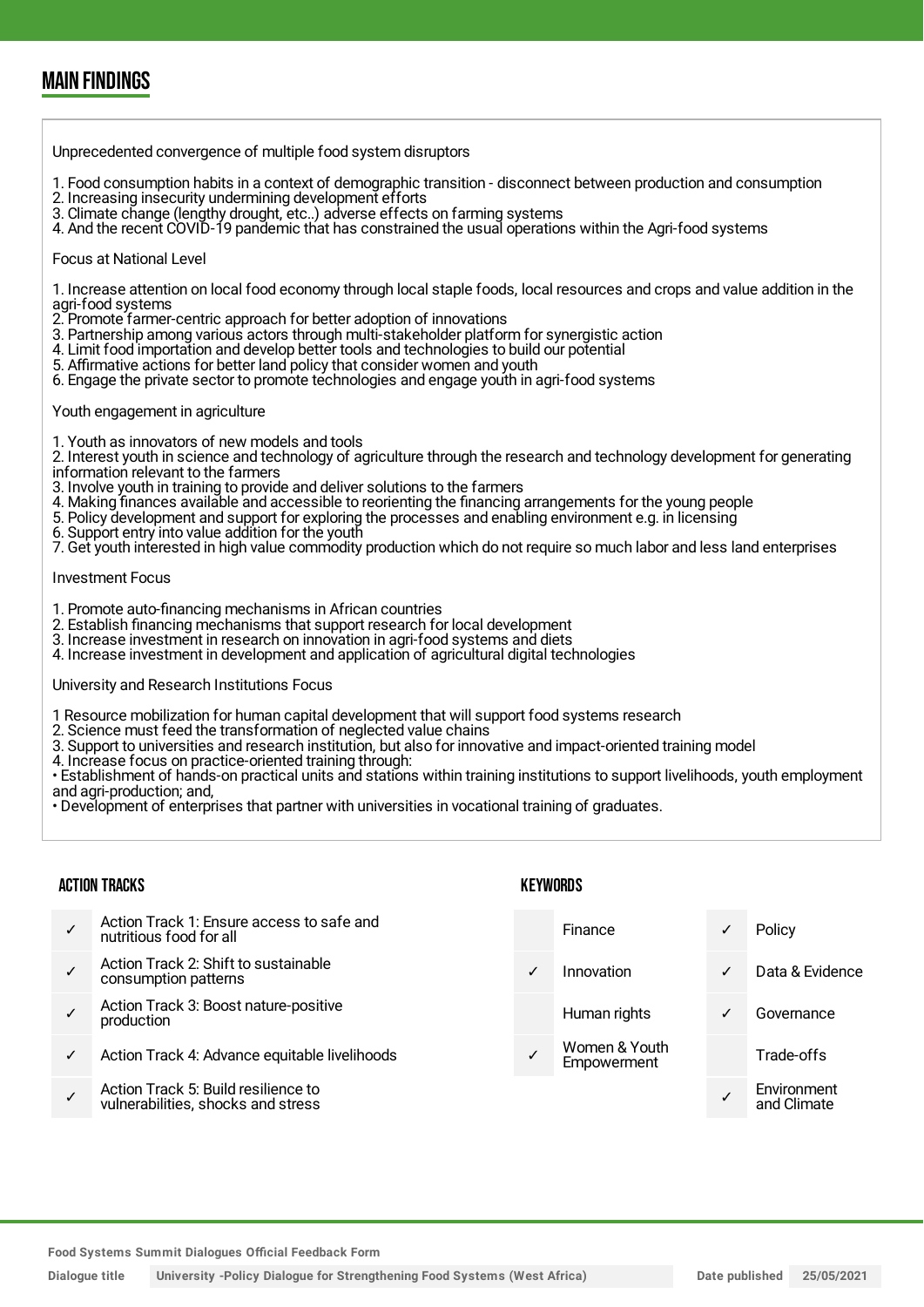## MAIN FINDINGS

Unprecedented convergence of multiple food system disruptors

1. Food consumption habits in a context of demographic transition - disconnect between production and consumption
2. Increasing insecurity undermining development efforts
3. Climate change (lengthy drought, etc..) adverse effects on farming systems
4. And the recent COVID-19 pandemic that has constrained the usual operations within the Agri-food systems

Focus at National Level

1. Increase attention on local food economy through local staple foods, local resources and crops and value addition in the agri-food systems
2. Promote farmer-centric approach for better adoption of innovations
3. Partnership among various actors through multi-stakeholder platform for synergistic action
4. Limit food importation and develop better tools and technologies to build our potential
5. Affirmative actions for better land policy that consider women and youth
6. Engage the private sector to promote technologies and engage youth in agri-food systems

Youth engagement in agriculture

1. Youth as innovators of new models and tools
2. Interest youth in science and technology of agriculture through the research and technology development for generating information relevant to the farmers
3. Involve youth in training to provide and deliver solutions to the farmers
4. Making finances available and accessible to reorienting the financing arrangements for the young people
5. Policy development and support for exploring the processes and enabling environment e.g. in licensing
6. Support entry into value addition for the youth
7. Get youth interested in high value commodity production which do not require so much labor and less land enterprises

Investment Focus

1. Promote auto-financing mechanisms in African countries
2. Establish financing mechanisms that support research for local development
3. Increase investment in research on innovation in agri-food systems and diets
4. Increase investment in development and application of agricultural digital technologies

University and Research Institutions Focus

1 Resource mobilization for human capital development that will support food systems research
2. Science must feed the transformation of neglected value chains
3. Support to universities and research institution, but also for innovative and impact-oriented training model
4. Increase focus on practice-oriented training through:
• Establishment of hands-on practical units and stations within training institutions to support livelihoods, youth employment and agri-production; and,
• Development of enterprises that partner with universities in vocational training of graduates.

### ACTION TRACKS

| | |
|---|---|
| ✓ | Action Track 1: Ensure access to safe and nutritious food for all |
| ✓ | Action Track 2: Shift to sustainable consumption patterns |
| ✓ | Action Track 3: Boost nature-positive production |
| ✓ | Action Track 4: Advance equitable livelihoods |
| ✓ | Action Track 5: Build resilience to vulnerabilities, shocks and stress |

### KEYWORDS

| | | | |
|---|---|---|---|
| | Finance | ✓ | Policy |
| ✓ | Innovation | ✓ | Data & Evidence |
| | Human rights | ✓ | Governance |
| ✓ | Women & Youth Empowerment | | Trade-offs |
| | | ✓ | Environment and Climate |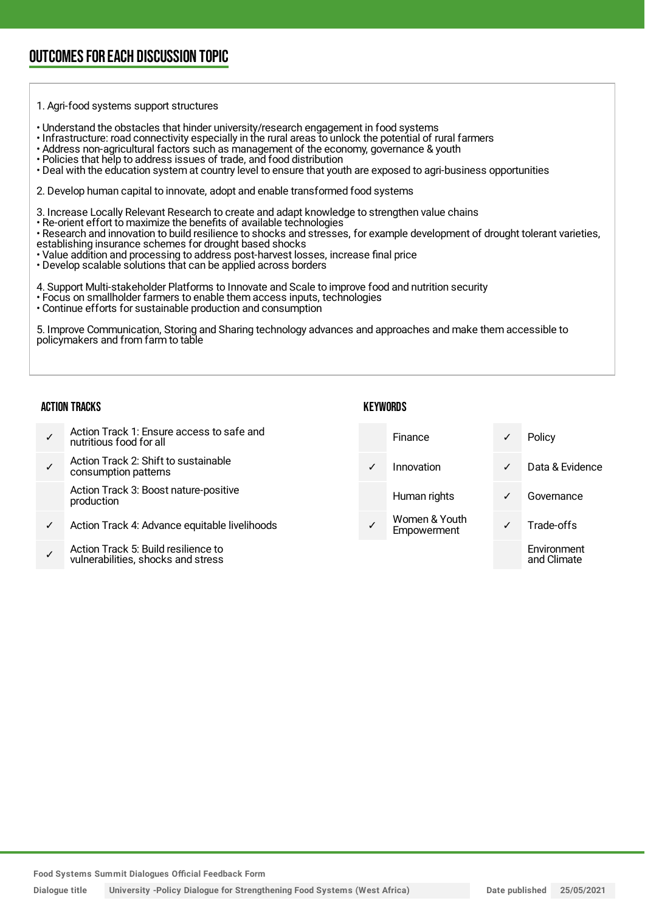## OUTCOMES FOR EACH DISCUSSION TOPIC

1. Agri-food systems support structures

- Understand the obstacles that hinder university/research engagement in food systems
- Infrastructure: road connectivity especially in the rural areas to unlock the potential of rural farmers
- Address non-agricultural factors such as management of the economy, governance & youth
- Policies that help to address issues of trade, and food distribution
- Deal with the education system at country level to ensure that youth are exposed to agri-business opportunities

2. Develop human capital to innovate, adopt and enable transformed food systems

3. Increase Locally Relevant Research to create and adapt knowledge to strengthen value chains

- Re-orient effort to maximize the benefits of available technologies
- Research and innovation to build resilience to shocks and stresses, for example development of drought tolerant varieties, establishing insurance schemes for drought based shocks
- Value addition and processing to address post-harvest losses, increase final price
- Develop scalable solutions that can be applied across borders

4. Support Multi-stakeholder Platforms to Innovate and Scale to improve food and nutrition security

- Focus on smallholder farmers to enable them access inputs, technologies
- Continue efforts for sustainable production and consumption

5. Improve Communication, Storing and Sharing technology advances and approaches and make them accessible to policymakers and from farm to table

### ACTION TRACKS

| | |
|---|---|
| ✓ | Action Track 1: Ensure access to safe and nutritious food for all |
| ✓ | Action Track 2: Shift to sustainable consumption patterns |
| | Action Track 3: Boost nature-positive production |
| ✓ | Action Track 4: Advance equitable livelihoods |
| ✓ | Action Track 5: Build resilience to vulnerabilities, shocks and stress |

### KEYWORDS

| | | | |
|---|---|---|---|
| | Finance | ✓ | Policy |
| ✓ | Innovation | ✓ | Data & Evidence |
| | Human rights | ✓ | Governance |
| ✓ | Women & Youth Empowerment | ✓ | Trade-offs |
| | | | Environment and Climate |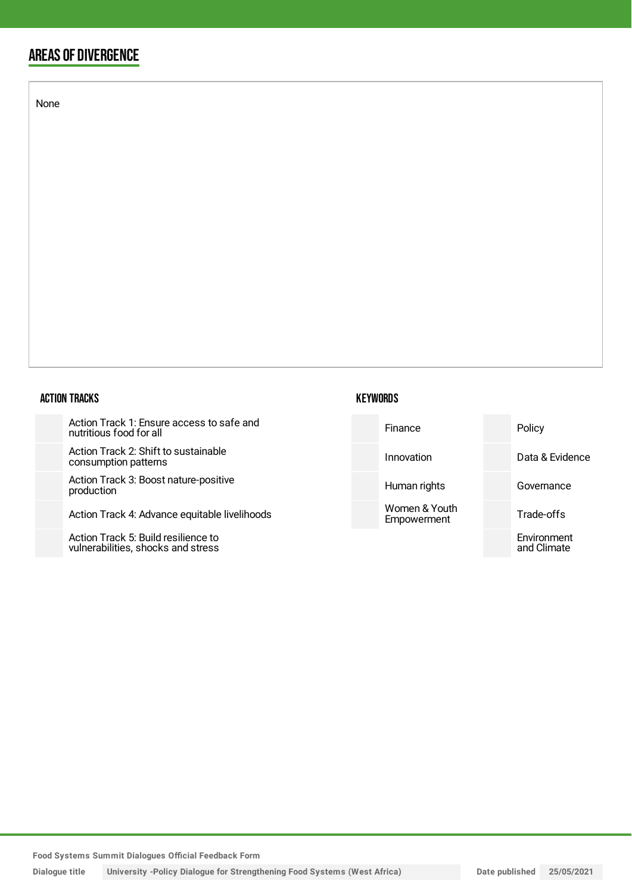## AREAS OF DIVERGENCE

None

### ACTION TRACKS

- Action Track 1: Ensure access to safe and nutritious food for all
- Action Track 2: Shift to sustainable consumption patterns
- Action Track 3: Boost nature-positive production
- Action Track 4: Advance equitable livelihoods
- Action Track 5: Build resilience to vulnerabilities, shocks and stress

### KEYWORDS

- Finance
- Innovation
- Human rights
- Women & Youth Empowerment
- Policy
- Data & Evidence
- Governance
- Trade-offs
- Environment and Climate